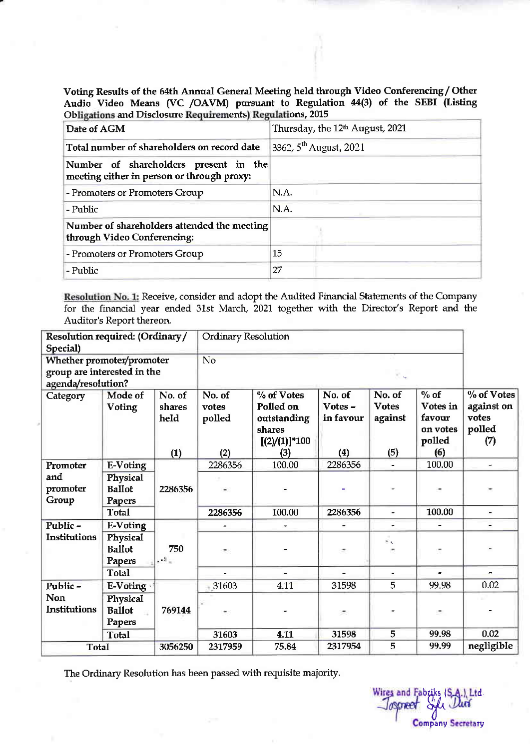**Voting Results of the 64th Annual General Meeting held through Video Conferencing / Other Audio Video Means (VC /OAVM) pursuant to Regulation 44(3) of the SEBI (Listing Obligations and Disclosure Requirements) Regulations, 2015**

| Date of AGM | Thursday, the 12th August, 2021 |
|---|---|
| Total number of shareholders on record date | 3362, 5th August, 2021 |
| Number of shareholders present in the meeting either in person or through proxy: | |
| - Promoters or Promoters Group | N.A. |
| - Public | N.A. |
| Number of shareholders attended the meeting through Video Conferencing: | |
| - Promoters or Promoters Group | 15 |
| - Public | 27 |

**Resolution No. 1:** Receive, consider and adopt the Audited Financial Statements of the Company for the financial year ended 31st March, 2021 together with the Director's Report and the Auditor's Report thereon.

| Resolution required: (Ordinary / Special) | | | Ordinary Resolution | | | | | |
|---|---|---|---|---|---|---|---|---|
| Whether promoter/promoter group are interested in the agenda/resolution? | | | No | | | | | |
| Category | Mode of Voting | No. of shares held (1) | No. of votes polled (2) | % of Votes Polled on outstanding shares [(2)/(1)]*100 (3) | No. of Votes – in favour (4) | No. of Votes against (5) | % of Votes in favour on votes polled (6) | % of Votes against on votes polled (7) |
| Promoter and promoter Group | E-Voting | 2286356 | 2286356 | 100.00 | 2286356 | - | 100.00 | - |
| | Physical Ballot Papers | | - | - | - | - | - | - |
| | Total | | 2286356 | 100.00 | 2286356 | - | 100.00 | - |
| Public – Institutions | E-Voting | 750 | - | - | - | - | - | - |
| | Physical Ballot Papers | | - | - | - | - | - | - |
| | Total | | - | - | - | - | - | - |
| Public – Non Institutions | E-Voting | 769144 | 31603 | 4.11 | 31598 | 5 | 99.98 | 0.02 |
| | Physical Ballot Papers | | - | - | - | - | - | - |
| | Total | | 31603 | 4.11 | 31598 | 5 | 99.98 | 0.02 |
| Total | | 3056250 | 2317959 | 75.84 | 2317954 | 5 | 99.99 | negligible |

The Ordinary Resolution has been passed with requisite majority.

Wires and Fabriks (S.A.) Ltd.
Company Secretary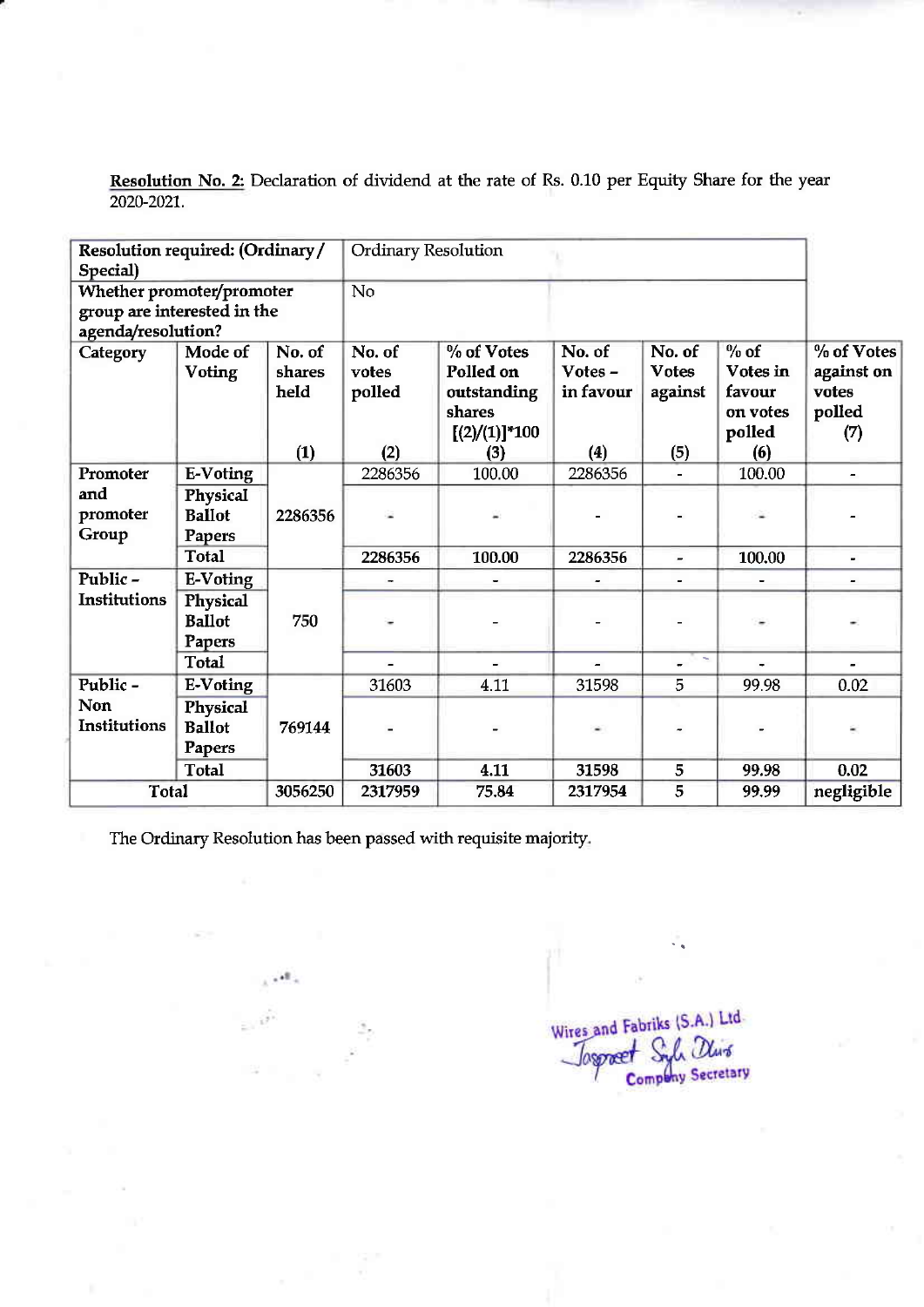**Resolution No. 2:** Declaration of dividend at the rate of Rs. 0.10 per Equity Share for the year 2020-2021.

| Resolution required: (Ordinary / Special) | | Ordinary Resolution | | | | | | |
|---|---|---|---|---|---|---|---|---|
| Whether promoter/promoter group are interested in the agenda/resolution? | | No | | | | | | |
| **Category** | **Mode of Voting** | **No. of shares held (1)** | **No. of votes polled (2)** | **% of Votes Polled on outstanding shares [(2)/(1)]*100 (3)** | **No. of Votes – in favour (4)** | **No. of Votes against (5)** | **% of Votes in favour on votes polled (6)** | **% of Votes against on votes polled (7)** |
| **Promoter and promoter Group** | **E-Voting** | 2286356 | 2286356 | 100.00 | 2286356 | - | 100.00 | - |
| | **Physical Ballot Papers** | | - | - | - | - | - | - |
| | **Total** | | 2286356 | 100.00 | 2286356 | - | 100.00 | - |
| **Public – Institutions** | **E-Voting** | 750 | - | - | - | - | - | - |
| | **Physical Ballot Papers** | | - | - | - | - | - | - |
| | **Total** | | - | - | - | - | - | - |
| **Public – Non Institutions** | **E-Voting** | 769144 | 31603 | 4.11 | 31598 | 5 | 99.98 | 0.02 |
| | **Physical Ballot Papers** | | - | - | - | - | - | - |
| | **Total** | | 31603 | 4.11 | 31598 | 5 | 99.98 | 0.02 |
| **Total** | | 3056250 | 2317959 | 75.84 | 2317954 | 5 | 99.99 | negligible |

The Ordinary Resolution has been passed with requisite majority.

Wires and Fabriks (S.A.) Ltd

Company Secretary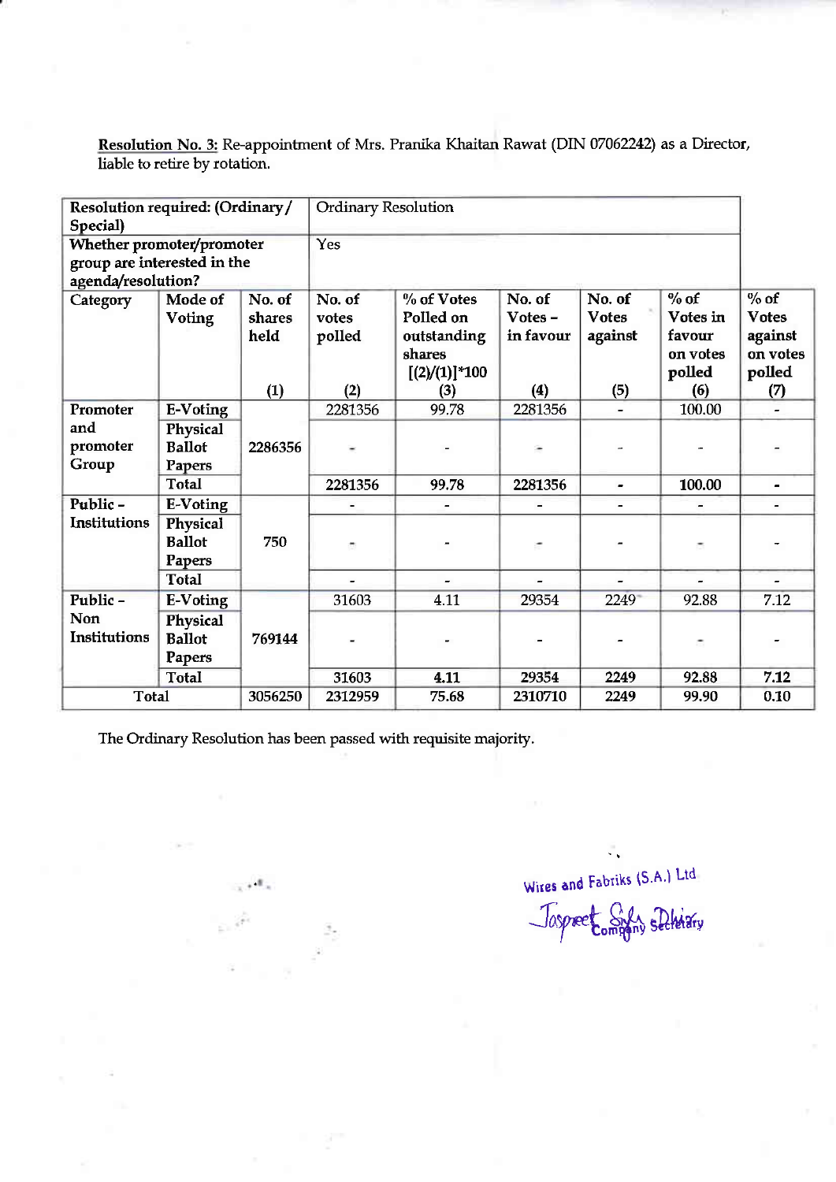**Resolution No. 3:** Re-appointment of Mrs. Pranika Khaitan Rawat (DIN 07062242) as a Director, liable to retire by rotation.

| Resolution required: (Ordinary / Special) | | Ordinary Resolution | | | | | | |
|---|---|---|---|---|---|---|---|---|
| **Whether promoter/promoter group are interested in the agenda/resolution?** | | Yes | | | | | | |
| **Category** | **Mode of Voting** | **No. of shares held (1)** | **No. of votes polled (2)** | **% of Votes Polled on outstanding shares [(2)/(1)]*100 (3)** | **No. of Votes – in favour (4)** | **No. of Votes against (5)** | **% of Votes in favour on votes polled (6)** | **% of Votes against on votes polled (7)** |
| **Promoter and promoter Group** | **E-Voting** | 2286356 | 2281356 | 99.78 | 2281356 | - | 100.00 | - |
| | **Physical Ballot Papers** | | - | - | - | - | - | - |
| | **Total** | | **2281356** | **99.78** | **2281356** | **-** | **100.00** | **-** |
| **Public – Institutions** | **E-Voting** | 750 | - | - | - | - | - | - |
| | **Physical Ballot Papers** | | - | - | - | - | - | - |
| | **Total** | | - | - | - | - | - | - |
| **Public – Non Institutions** | **E-Voting** | 769144 | 31603 | 4.11 | 29354 | 2249 | 92.88 | 7.12 |
| | **Physical Ballot Papers** | | - | - | - | - | - | - |
| | **Total** | | **31603** | **4.11** | **29354** | **2249** | **92.88** | **7.12** |
| **Total** | | **3056250** | **2312959** | **75.68** | **2310710** | **2249** | **99.90** | **0.10** |

The Ordinary Resolution has been passed with requisite majority.

Wires and Fabriks (S.A.) Ltd

Jaspreet Singh Dhiar

Company Secretary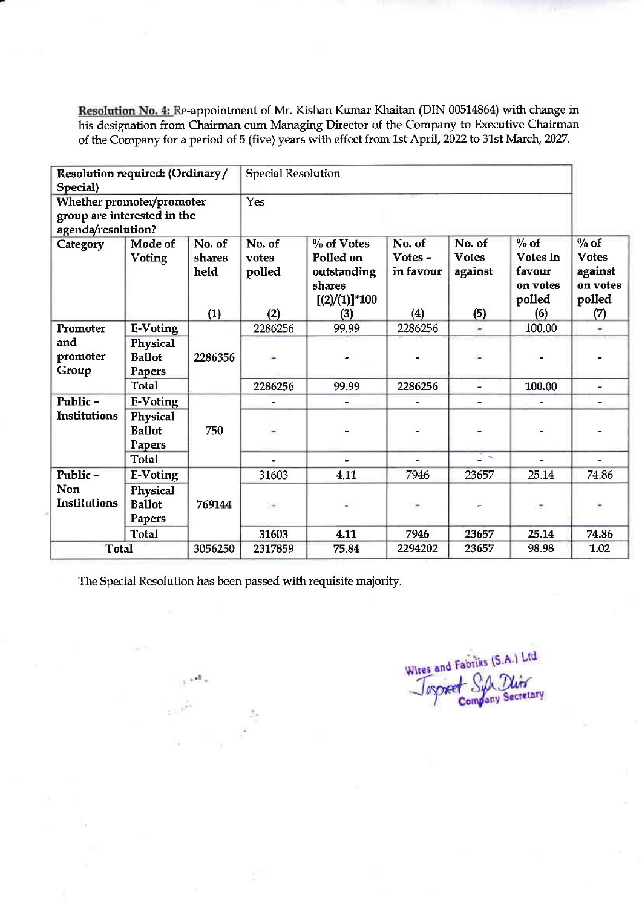**Resolution No. 4:** Re-appointment of Mr. Kishan Kumar Khaitan (DIN 00514864) with change in his designation from Chairman cum Managing Director of the Company to Executive Chairman of the Company for a period of 5 (five) years with effect from 1st April, 2022 to 31st March, 2027.

| **Resolution required: (Ordinary / Special)** | | | Special Resolution | | | | | |
|---|---|---|---|---|---|---|---|---|
| **Whether promoter/promoter group are interested in the agenda/resolution?** | | | Yes | | | | | |
| **Category** | **Mode of Voting** | **No. of shares held (1)** | **No. of votes polled (2)** | **% of Votes Polled on outstanding shares [(2)/(1)]*100 (3)** | **No. of Votes – in favour (4)** | **No. of Votes against (5)** | **% of Votes in favour on votes polled (6)** | **% of Votes against on votes polled (7)** |
| **Promoter and promoter Group** | E-Voting | 2286356 | 2286256 | 99.99 | 2286256 | - | 100.00 | - |
| | Physical Ballot Papers | | - | - | - | - | - | - |
| | Total | | 2286256 | 99.99 | 2286256 | - | 100.00 | - |
| **Public – Institutions** | E-Voting | 750 | - | - | - | - | - | - |
| | Physical Ballot Papers | | - | - | - | - | - | - |
| | Total | | - | - | - | - | - | - |
| **Public – Non Institutions** | E-Voting | 769144 | 31603 | 4.11 | 7946 | 23657 | 25.14 | 74.86 |
| | Physical Ballot Papers | | - | - | - | - | - | - |
| | Total | | 31603 | 4.11 | 7946 | 23657 | 25.14 | 74.86 |
| **Total** | | 3056250 | 2317859 | 75.84 | 2294202 | 23657 | 98.98 | 1.02 |

The Special Resolution has been passed with requisite majority.

Wires and Fabriks (S.A.) Ltd

Jaspreet Singh Dhir
Company Secretary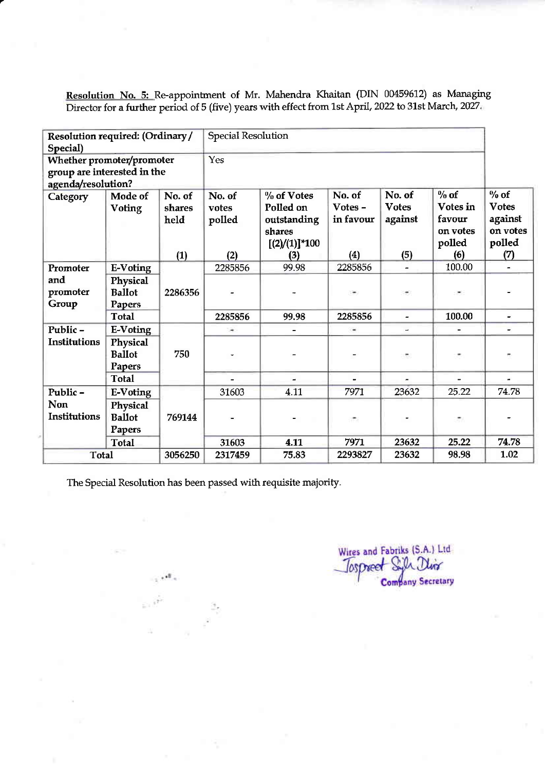**Resolution No. 5:** Re-appointment of Mr. Mahendra Khaitan (DIN 00459612) as Managing Director for a further period of 5 (five) years with effect from 1st April, 2022 to 31st March, 2027.

| Resolution required: (Ordinary / Special) | | Special Resolution | | | | | | |
|---|---|---|---|---|---|---|---|---|
| **Whether promoter/promoter group are interested in the agenda/resolution?** | | Yes | | | | | | |
| **Category** | **Mode of Voting** | **No. of shares held (1)** | **No. of votes polled (2)** | **% of Votes Polled on outstanding shares [(2)/(1)]*100 (3)** | **No. of Votes – in favour (4)** | **No. of Votes against (5)** | **% of Votes in favour on votes polled (6)** | **% of Votes against on votes polled (7)** |
| Promoter and promoter Group | E-Voting | 2286356 | 2285856 | 99.98 | 2285856 | - | 100.00 | - |
| | Physical Ballot Papers | | - | - | - | - | - | - |
| | Total | | 2285856 | 99.98 | 2285856 | - | 100.00 | - |
| Public – Institutions | E-Voting | 750 | - | - | - | - | - | - |
| | Physical Ballot Papers | | - | - | - | - | - | - |
| | Total | | - | - | - | - | - | - |
| Public – Non Institutions | E-Voting | 769144 | 31603 | 4.11 | 7971 | 23632 | 25.22 | 74.78 |
| | Physical Ballot Papers | | - | - | - | - | - | - |
| | Total | | 31603 | 4.11 | 7971 | 23632 | 25.22 | 74.78 |
| Total | | 3056250 | 2317459 | 75.83 | 2293827 | 23632 | 98.98 | 1.02 |

The Special Resolution has been passed with requisite majority.

Wires and Fabriks (S.A.) Ltd
Jaspreet Singh Dhir
Company Secretary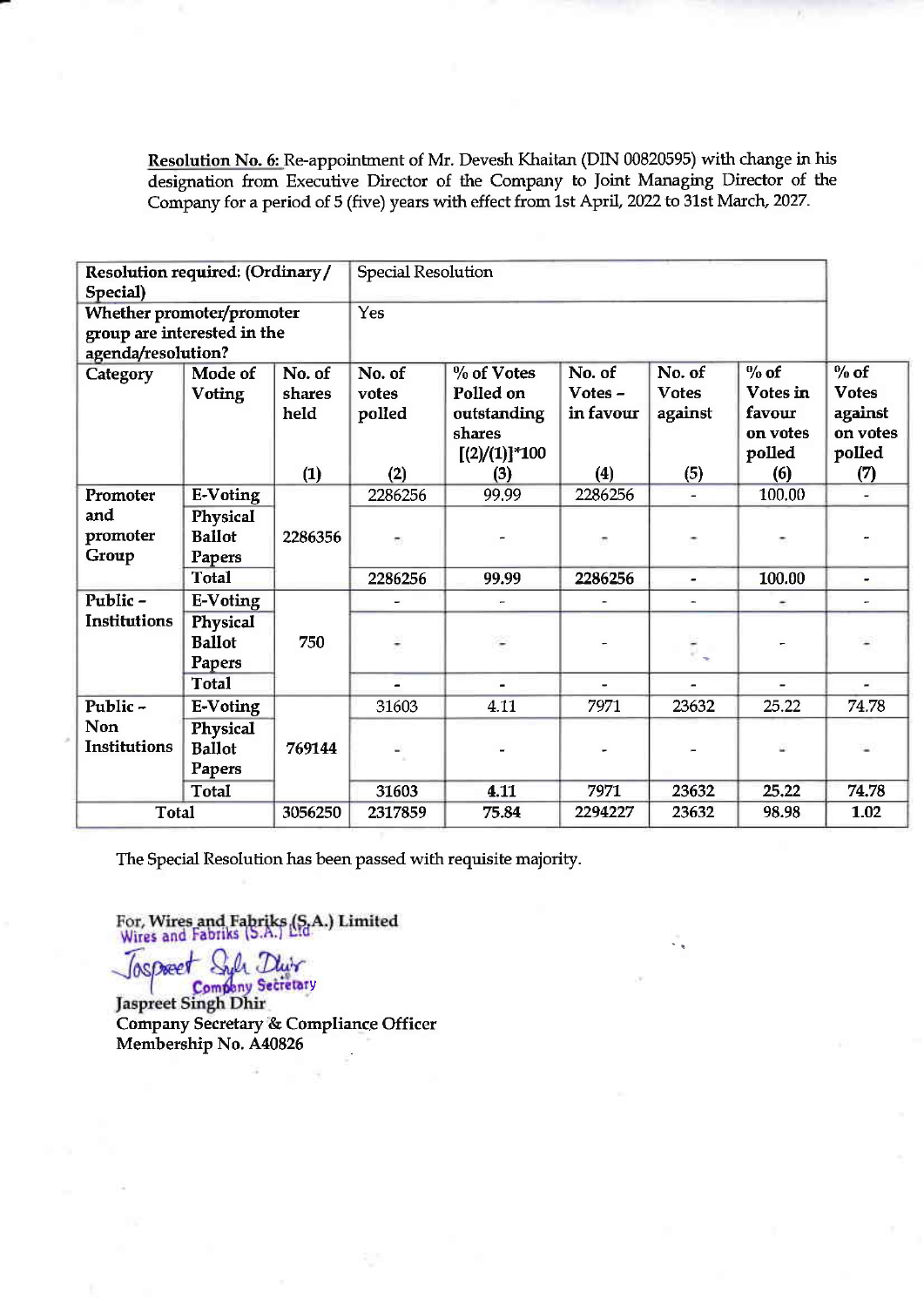**Resolution No. 6:** Re-appointment of Mr. Devesh Khaitan (DIN 00820595) with change in his designation from Executive Director of the Company to Joint Managing Director of the Company for a period of 5 (five) years with effect from 1st April, 2022 to 31st March, 2027.

| Resolution required: (Ordinary / Special) | | | Special Resolution | | | | | |
|---|---|---|---|---|---|---|---|---|
| Whether promoter/promoter group are interested in the agenda/resolution? | | | Yes | | | | | |
| Category | Mode of Voting | No. of shares held (1) | No. of votes polled (2) | % of Votes Polled on outstanding shares [(2)/(1)]*100 (3) | No. of Votes – in favour (4) | No. of Votes against (5) | % of Votes in favour on votes polled (6) | % of Votes against on votes polled (7) |
| Promoter and promoter Group | E-Voting | 2286356 | 2286256 | 99.99 | 2286256 | - | 100.00 | - |
| | Physical Ballot Papers | | - | - | - | - | - | - |
| | Total | | 2286256 | 99.99 | 2286256 | - | 100.00 | - |
| Public – Institutions | E-Voting | 750 | - | - | - | - | - | - |
| | Physical Ballot Papers | | - | - | - | - | - | - |
| | Total | | - | - | - | - | - | - |
| Public – Non Institutions | E-Voting | 769144 | 31603 | 4.11 | 7971 | 23632 | 25.22 | 74.78 |
| | Physical Ballot Papers | | - | - | - | - | - | - |
| | Total | | 31603 | 4.11 | 7971 | 23632 | 25.22 | 74.78 |
| Total | | 3056250 | 2317859 | 75.84 | 2294227 | 23632 | 98.98 | 1.02 |

The Special Resolution has been passed with requisite majority.

For, **Wires and Fabriks (S.A.) Limited**

Wires and Fabriks (S.A.) Ltd

Jaspreet Singh Dhir

Company Secretary

**Jaspreet Singh Dhir**
**Company Secretary & Compliance Officer**
**Membership No. A40826**